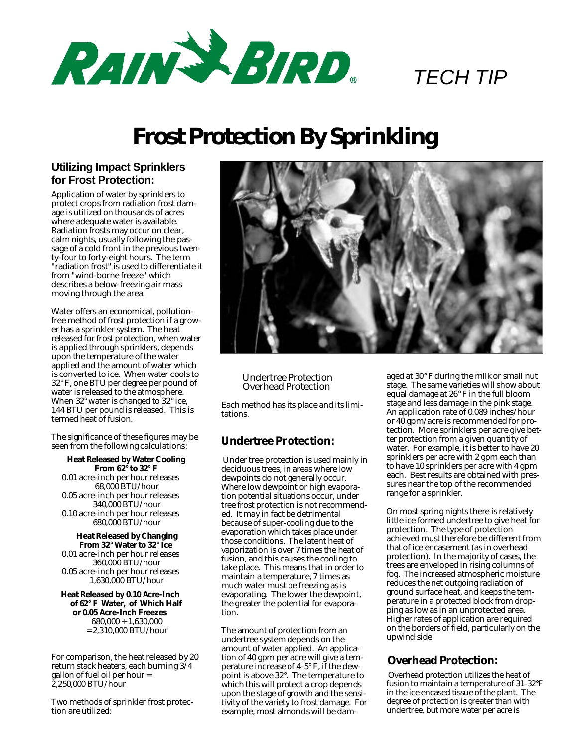RAIN BIRD® TECH TIP

# Frost Protection By Sprinkling

## Utilizing Impact Sprinklers for Frost Protection:

Application of water by sprinklers to protect crops from radiation frost damage is utilized on thousands of acres where adequate water is available. Radiation frosts may occur on clear, calm nights, usually following the passage of a cold front in the previous twenty-four to forty-eight hours. The term "radiation frost" is used to differentiate it from "wind-borne freeze" which describes a below-freezing air mass moving through the area.

Water offers an economical, pollution-free method of frost protection if a grower has a sprinkler system. The heat released for frost protection, when water is applied through sprinklers, depends upon the temperature of the water applied and the amount of water which is converted to ice. When water cools to 32° F, one BTU per degree per pound of water is released to the atmosphere. When 32° water is changed to 32° ice, 144 BTU per pound is released. This is termed heat of fusion.

The significance of these figures may be seen from the following calculations:

**Heat Released by Water Cooling From 62° to 32° F**

0.01 acre-inch per hour releases 68,000 BTU/hour
0.05 acre-inch per hour releases 340,000 BTU/hour
0.10 acre-inch per hour releases 680,000 BTU/hour

**Heat Released by Changing From 32° Water to 32° Ice**

0.01 acre-inch per hour releases 360,000 BTU/hour
0.05 acre-inch per hour releases 1,630,000 BTU/hour

**Heat Released by 0.10 Acre-Inch of 62° F Water, of Which Half or 0.05 Acre-Inch Freezes**

680,000 + 1,630,000
= 2,310,000 BTU/hour

For comparison, the heat released by 20 return stack heaters, each burning 3/4 gallon of fuel oil per hour = 2,250,000 BTU/hour

Two methods of sprinkler frost protection are utilized:

Undertree Protection
Overhead Protection

Each method has its place and its limitations.

## Undertree Protection:

Under tree protection is used mainly in deciduous trees, in areas where low dewpoints do not generally occur. Where low dewpoint or high evaporation potential situations occur, under tree frost protection is not recommended. It may in fact be detrimental because of super-cooling due to the evaporation which takes place under those conditions. The latent heat of vaporization is over 7 times the heat of fusion, and this causes the cooling to take place. This means that in order to maintain a temperature, 7 times as much water must be freezing as is evaporating. The lower the dewpoint, the greater the potential for evaporation.

The amount of protection from an undertree system depends on the amount of water applied. An application of 40 gpm per acre will give a temperature increase of 4-5° F, if the dewpoint is above 32°. The temperature to which this will protect a crop depends upon the stage of growth and the sensitivity of the variety to frost damage. For example, most almonds will be damaged at 30° F during the milk or small nut stage. The same varieties will show about equal damage at 26° F in the full bloom stage and less damage in the pink stage. An application rate of 0.089 inches/hour or 40 gpm/acre is recommended for protection. More sprinklers per acre give better protection from a given quantity of water. For example, it is better to have 20 sprinklers per acre with 2 gpm each than to have 10 sprinklers per acre with 4 gpm each. Best results are obtained with pressures near the top of the recommended range for a sprinkler.

On most spring nights there is relatively little ice formed undertree to give heat for protection. The type of protection achieved must therefore be different from that of ice encasement (as in overhead protection). In the majority of cases, the trees are enveloped in rising columns of fog. The increased atmospheric moisture reduces the net outgoing radiation of ground surface heat, and keeps the temperature in a protected block from dropping as low as in an unprotected area. Higher rates of application are required on the borders of field, particularly on the upwind side.

## Overhead Protection:

Overhead protection utilizes the heat of fusion to maintain a temperature of 31-32°F in the ice encased tissue of the plant. The degree of protection is greater than with undertree, but more water per acre is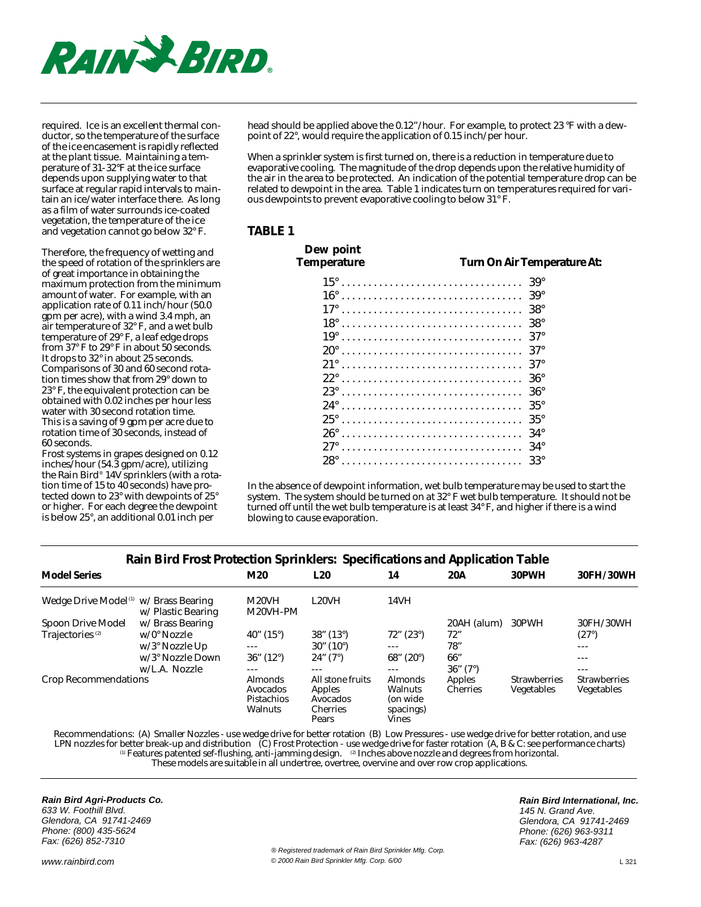required. Ice is an excellent thermal conductor, so the temperature of the surface of the ice encasement is rapidly reflected at the plant tissue. Maintaining a temperature of 31-32°F at the ice surface depends upon supplying water to that surface at regular rapid intervals to maintain an ice/water interface there. As long as a film of water surrounds ice-coated vegetation, the temperature of the ice and vegetation cannot go below 32° F.

Therefore, the frequency of wetting and the speed of rotation of the sprinklers are of great importance in obtaining the maximum protection from the minimum amount of water. For example, with an application rate of 0.11 inch/hour (50.0 gpm per acre), with a wind 3.4 mph, an air temperature of 32° F, and a wet bulb temperature of 29° F, a leaf edge drops from 37° F to 29° F in about 50 seconds. It drops to 32° in about 25 seconds. Comparisons of 30 and 60 second rotation times show that from 29° down to 23° F, the equivalent protection can be obtained with 0.02 inches per hour less water with 30 second rotation time. This is a saving of 9 gpm per acre due to rotation time of 30 seconds, instead of 60 seconds.

Frost systems in grapes designed on 0.12 inches/hour (54.3 gpm/acre), utilizing the Rain Bird® 14V sprinklers (with a rotation time of 15 to 40 seconds) have protected down to 23° with dewpoints of 25° or higher. For each degree the dewpoint is below 25°, an additional 0.01 inch per head should be applied above the 0.12"/hour. For example, to protect 23 °F with a dewpoint of 22°, would require the application of 0.15 inch/per hour.

When a sprinkler system is first turned on, there is a reduction in temperature due to evaporative cooling. The magnitude of the drop depends upon the relative humidity of the air in the area to be protected. An indication of the potential temperature drop can be related to dewpoint in the area. Table 1 indicates turn on temperatures required for various dewpoints to prevent evaporative cooling to below 31° F.

## TABLE 1

| Dew point Temperature | Turn On Air Temperature At: |
|---|---|
| 15° | 39° |
| 16° | 39° |
| 17° | 38° |
| 18° | 38° |
| 19° | 37° |
| 20° | 37° |
| 21° | 37° |
| 22° | 36° |
| 23° | 36° |
| 24° | 35° |
| 25° | 35° |
| 26° | 34° |
| 27° | 34° |
| 28° | 33° |

In the absence of dewpoint information, wet bulb temperature may be used to start the system. The system should be turned on at 32° F wet bulb temperature. It should not be turned off until the wet bulb temperature is at least 34° F, and higher if there is a wind blowing to cause evaporation.

## Rain Bird Frost Protection Sprinklers: Specifications and Application Table

| Model Series | | M20 | L20 | 14 | 20A | 30PWH | 30FH/30WH |
|---|---|---|---|---|---|---|---|
| Wedge Drive Model [1] | w/ Brass Bearing<br>w/ Plastic Bearing | M20VH<br>M20VH-PM | L20VH | 14VH | | | |
| Spoon Drive Model | w/ Brass Bearing | | | | 20AH (alum) | 30PWH | 30FH/30WH |
| Trajectories [2] | w/0° Nozzle | 40" (15°) | 38" (13°) | 72" (23°) | 72" | | (27°) |
| | w/3° Nozzle Up | --- | 30" (10°) | --- | 78" | | --- |
| | w/3° Nozzle Down | 36" (12°) | 24" (7°) | 68" (20°) | 66" | | --- |
| | w/L.A. Nozzle | --- | --- | --- | 36" (7°) | | --- |
| Crop Recommendations | | Almonds<br>Avocados<br>Pistachios<br>Walnuts | All stone fruits<br>Apples<br>Avocados<br>Cherries<br>Pears | Almonds<br>Walnuts<br>(on wide spacings)<br>Vines | Apples<br>Cherries | Strawberries<br>Vegetables | Strawberries<br>Vegetables |

Recommendations: (A) Smaller Nozzles - use wedge drive for better rotation (B) Low Pressures - use wedge drive for better rotation, and use LPN nozzles for better break-up and distribution (C) Frost Protection - use wedge drive for faster rotation (A, B & C: see performance charts)

[1] Features patented sef-flushing, anti-jamming design. [2] Inches above nozzle and degrees from horizontal.

These models are suitable in all undertree, overtree, overvine and over row crop applications.

***Rain Bird Agri-Products Co.***
*633 W. Foothill Blvd.*
*Glendora, CA 91741-2469*
*Phone: (800) 435-5624*
*Fax: (626) 852-7310*

***Rain Bird International, Inc.***
*145 N. Grand Ave.*
*Glendora, CA 91741-2469*
*Phone: (626) 963-9311*
*Fax: (626) 963-4287*

*® Registered trademark of Rain Bird Sprinkler Mfg. Corp.*
*© 2000 Rain Bird Sprinkler Mfg. Corp. 6/00*

*www.rainbird.com*

L 321